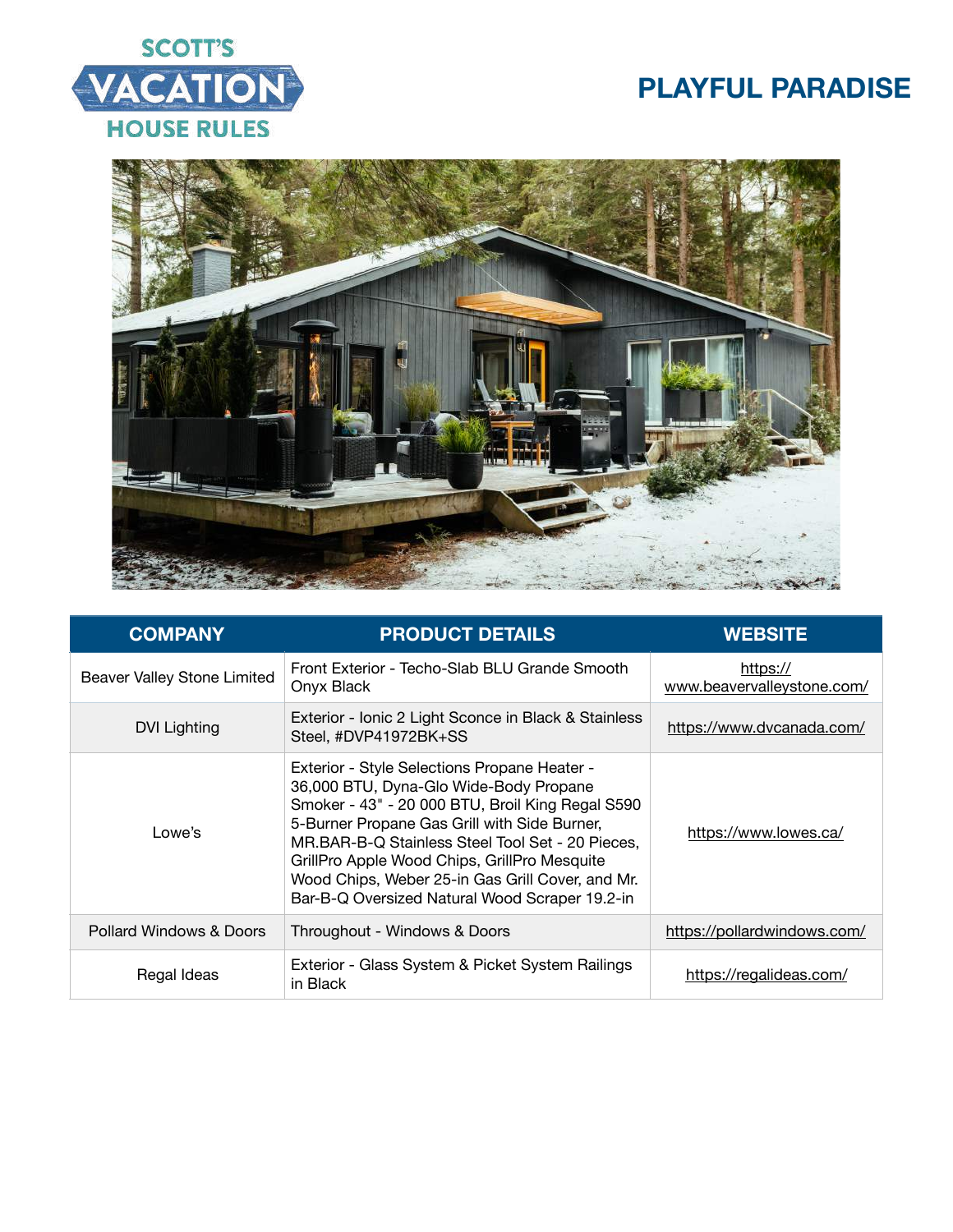# PLAYFUL PARADISE

| COMPANY | PRODUCT DETAILS | WEBSITE |
| --- | --- | --- |
| Beaver Valley Stone Limited | Front Exterior - Techo-Slab BLU Grande Smooth Onyx Black | https://www.beavervalleystone.com/ |
| DVI Lighting | Exterior - Ionic 2 Light Sconce in Black & Stainless Steel, #DVP41972BK+SS | https://www.dvcanada.com/ |
| Lowe's | Exterior - Style Selections Propane Heater - 36,000 BTU, Dyna-Glo Wide-Body Propane Smoker - 43" - 20 000 BTU, Broil King Regal S590 5-Burner Propane Gas Grill with Side Burner, MR.BAR-B-Q Stainless Steel Tool Set - 20 Pieces, GrillPro Apple Wood Chips, GrillPro Mesquite Wood Chips, Weber 25-in Gas Grill Cover, and Mr. Bar-B-Q Oversized Natural Wood Scraper 19.2-in | https://www.lowes.ca/ |
| Pollard Windows & Doors | Throughout - Windows & Doors | https://pollardwindows.com/ |
| Regal Ideas | Exterior - Glass System & Picket System Railings in Black | https://regalideas.com/ |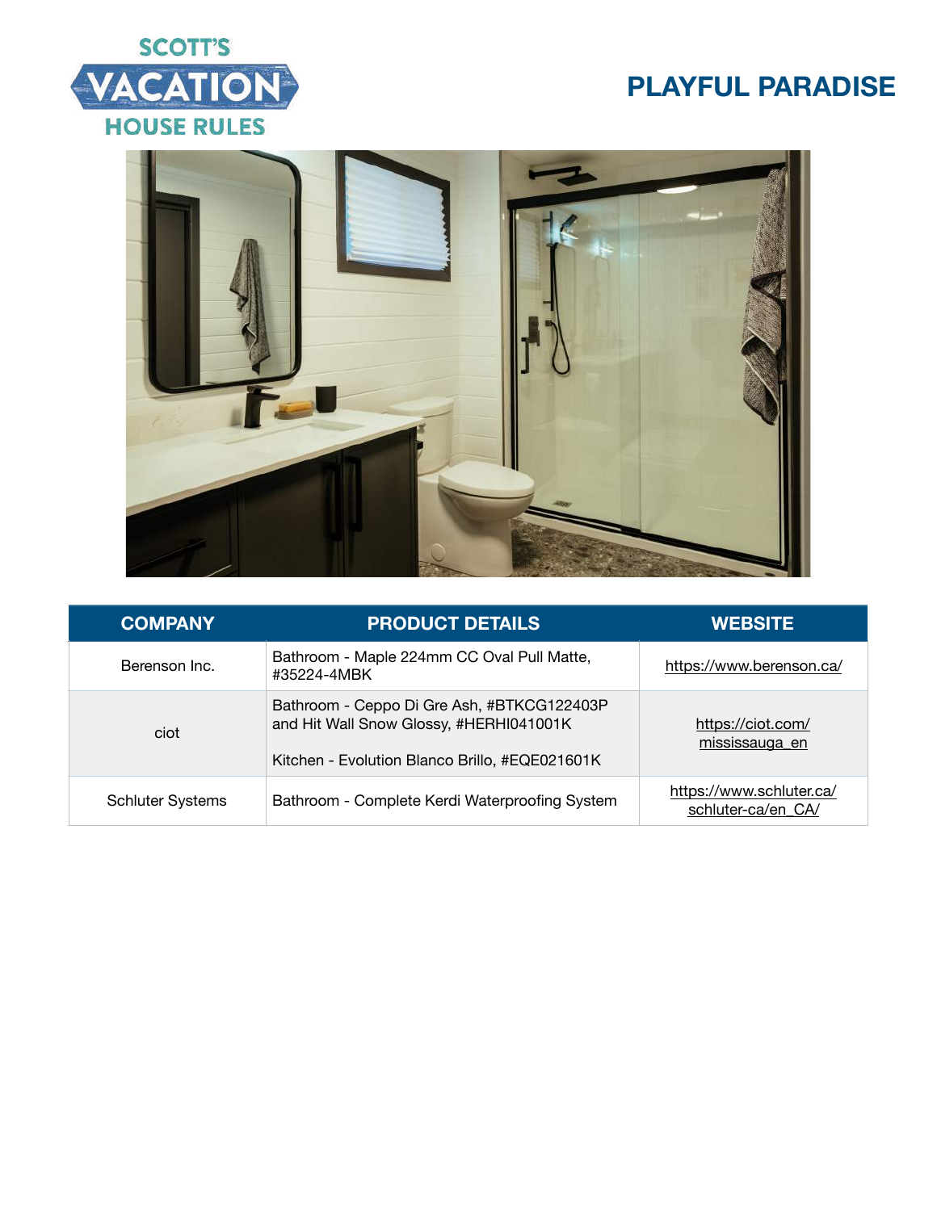# PLAYFUL PARADISE

| COMPANY | PRODUCT DETAILS | WEBSITE |
|---|---|---|
| Berenson Inc. | Bathroom - Maple 224mm CC Oval Pull Matte, #35224-4MBK | https://www.berenson.ca/ |
| ciot | Bathroom - Ceppo Di Gre Ash, #BTKCG122403P and Hit Wall Snow Glossy, #HERHI041001K<br><br>Kitchen - Evolution Blanco Brillo, #EQE021601K | https://ciot.com/mississauga_en |
| Schluter Systems | Bathroom - Complete Kerdi Waterproofing System | https://www.schluter.ca/schluter-ca/en_CA/ |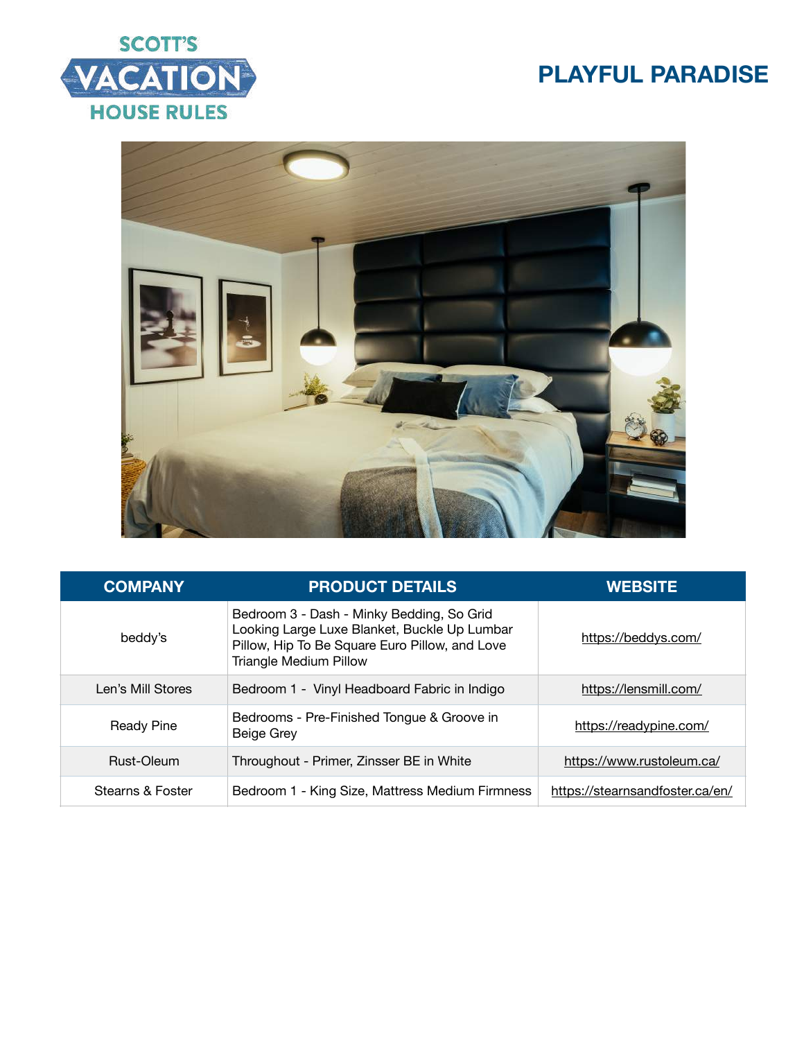# SCOTT'S VACATION HOUSE RULES

## PLAYFUL PARADISE

| COMPANY | PRODUCT DETAILS | WEBSITE |
|---|---|---|
| beddy's | Bedroom 3 - Dash - Minky Bedding, So Grid Looking Large Luxe Blanket, Buckle Up Lumbar Pillow, Hip To Be Square Euro Pillow, and Love Triangle Medium Pillow | https://beddys.com/ |
| Len's Mill Stores | Bedroom 1 - Vinyl Headboard Fabric in Indigo | https://lensmill.com/ |
| Ready Pine | Bedrooms - Pre-Finished Tongue & Groove in Beige Grey | https://readypine.com/ |
| Rust-Oleum | Throughout - Primer, Zinsser BE in White | https://www.rustoleum.ca/ |
| Stearns & Foster | Bedroom 1 - King Size, Mattress Medium Firmness | https://stearnsandfoster.ca/en/ |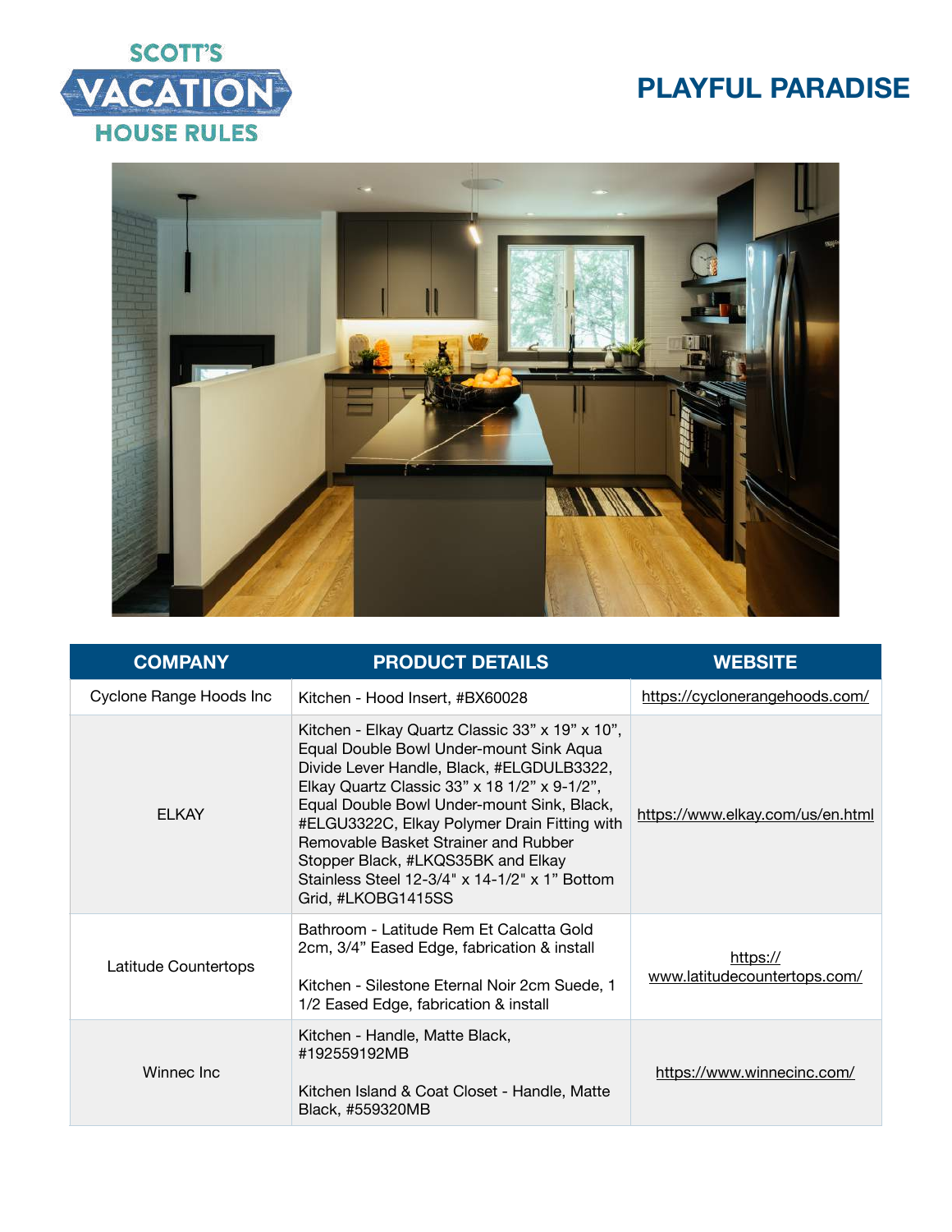SCOTT'S VACATION HOUSE RULES

# PLAYFUL PARADISE

| COMPANY | PRODUCT DETAILS | WEBSITE |
|---|---|---|
| Cyclone Range Hoods Inc | Kitchen - Hood Insert, #BX60028 | https://cyclonerangehoods.com/ |
| ELKAY | Kitchen - Elkay Quartz Classic 33" x 19" x 10", Equal Double Bowl Under-mount Sink Aqua Divide Lever Handle, Black, #ELGDULB3322, Elkay Quartz Classic 33" x 18 1/2" x 9-1/2", Equal Double Bowl Under-mount Sink, Black, #ELGU3322C, Elkay Polymer Drain Fitting with Removable Basket Strainer and Rubber Stopper Black, #LKQS35BK and Elkay Stainless Steel 12-3/4" x 14-1/2" x 1" Bottom Grid, #LKOBG1415SS | https://www.elkay.com/us/en.html |
| Latitude Countertops | Bathroom - Latitude Rem Et Calcatta Gold 2cm, 3/4" Eased Edge, fabrication & install<br><br>Kitchen - Silestone Eternal Noir 2cm Suede, 1 1/2 Eased Edge, fabrication & install | https://www.latitudecountertops.com/ |
| Winnec Inc | Kitchen - Handle, Matte Black, #192559192MB<br><br>Kitchen Island & Coat Closet - Handle, Matte Black, #559320MB | https://www.winnecinc.com/ |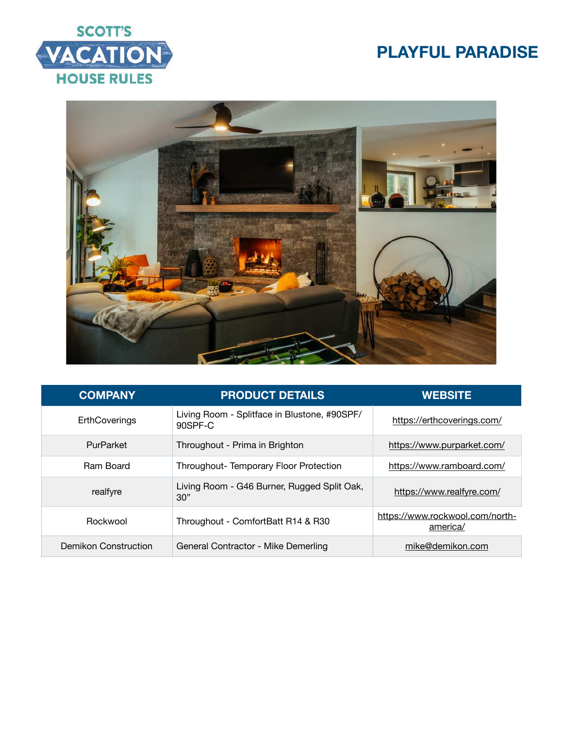SCOTT'S VACATION HOUSE RULES

# PLAYFUL PARADISE

| COMPANY | PRODUCT DETAILS | WEBSITE |
| --- | --- | --- |
| ErthCoverings | Living Room - Splitface in Blustone, #90SPF/ 90SPF-C | https://erthcoverings.com/ |
| PurParket | Throughout - Prima in Brighton | https://www.purparket.com/ |
| Ram Board | Throughout- Temporary Floor Protection | https://www.ramboard.com/ |
| realfyre | Living Room - G46 Burner, Rugged Split Oak, 30" | https://www.realfyre.com/ |
| Rockwool | Throughout - ComfortBatt R14 & R30 | https://www.rockwool.com/north-america/ |
| Demikon Construction | General Contractor - Mike Demerling | mike@demikon.com |